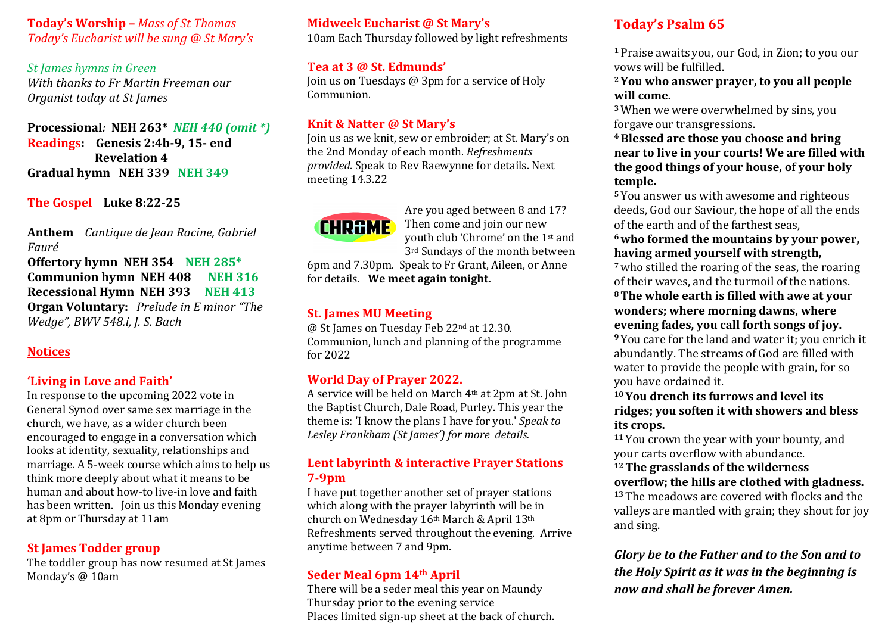**Today's Worship –** *Mass of St Thomas*
*Today's Eucharist will be sung @ St Mary's*

*St James hymns in Green*
*With thanks to Fr Martin Freeman our Organist today at St James*

**Processional: NEH 263*** ***NEH 440 (omit *)***
**Readings: Genesis 2:4b-9, 15- end**
**Revelation 4**
**Gradual hymn NEH 339 NEH 349**

**The Gospel Luke 8:22-25**

**Anthem** *Cantique de Jean Racine, Gabriel Fauré*
**Offertory hymn NEH 354 NEH 285***
**Communion hymn NEH 408 NEH 316**
**Recessional Hymn NEH 393 NEH 413**
**Organ Voluntary:** *Prelude in E minor "The Wedge", BWV 548.i, J. S. Bach*

## Notices

### 'Living in Love and Faith'

In response to the upcoming 2022 vote in General Synod over same sex marriage in the church, we have, as a wider church been encouraged to engage in a conversation which looks at identity, sexuality, relationships and marriage. A 5-week course which aims to help us think more deeply about what it means to be human and about how-to live-in love and faith has been written. Join us this Monday evening at 8pm or Thursday at 11am

### St James Todder group

The toddler group has now resumed at St James Monday's @ 10am

### Midweek Eucharist @ St Mary's

10am Each Thursday followed by light refreshments

### Tea at 3 @ St. Edmunds'

Join us on Tuesdays @ 3pm for a service of Holy Communion.

### Knit & Natter @ St Mary's

Join us as we knit, sew or embroider; at St. Mary's on the 2nd Monday of each month. *Refreshments provided.* Speak to Rev Raewynne for details. Next meeting 14.3.22

CHROME

Are you aged between 8 and 17? Then come and join our new youth club 'Chrome' on the 1st and 3rd Sundays of the month between 6pm and 7.30pm. Speak to Fr Grant, Aileen, or Anne for details. **We meet again tonight.**

### St. James MU Meeting

@ St James on Tuesday Feb 22nd at 12.30. Communion, lunch and planning of the programme for 2022

### World Day of Prayer 2022.

A service will be held on March 4th at 2pm at St. John the Baptist Church, Dale Road, Purley. This year the theme is: 'I know the plans I have for you.' *Speak to Lesley Frankham (St James') for more details.*

### Lent labyrinth & interactive Prayer Stations 7-9pm

I have put together another set of prayer stations which along with the prayer labyrinth will be in church on Wednesday 16th March & April 13th Refreshments served throughout the evening. Arrive anytime between 7 and 9pm.

### Seder Meal 6pm 14th April

There will be a seder meal this year on Maundy Thursday prior to the evening service
Places limited sign-up sheet at the back of church.

## Today's Psalm 65

1 Praise awaits you, our God, in Zion; to you our vows will be fulfilled.
**2 You who answer prayer, to you all people will come.**
3 When we were overwhelmed by sins, you forgave our transgressions.
**4 Blessed are those you choose and bring near to live in your courts! We are filled with the good things of your house, of your holy temple.**
5 You answer us with awesome and righteous deeds, God our Saviour, the hope of all the ends of the earth and of the farthest seas,
**6 who formed the mountains by your power, having armed yourself with strength,**
7 who stilled the roaring of the seas, the roaring of their waves, and the turmoil of the nations.
**8 The whole earth is filled with awe at your wonders; where morning dawns, where evening fades, you call forth songs of joy.**
9 You care for the land and water it; you enrich it abundantly. The streams of God are filled with water to provide the people with grain, for so you have ordained it.
**10 You drench its furrows and level its ridges; you soften it with showers and bless its crops.**
11 You crown the year with your bounty, and your carts overflow with abundance.
**12 The grasslands of the wilderness overflow; the hills are clothed with gladness.**
13 The meadows are covered with flocks and the valleys are mantled with grain; they shout for joy and sing.

***Glory be to the Father and to the Son and to the Holy Spirit as it was in the beginning is now and shall be forever Amen.***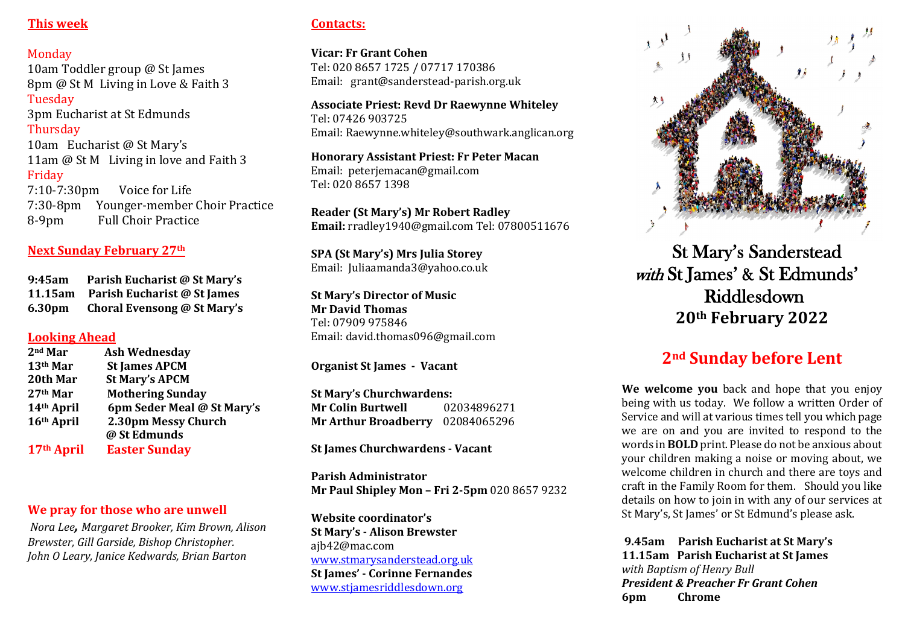## This week

Monday
10am Toddler group @ St James
8pm @ St M Living in Love & Faith 3
Tuesday
3pm Eucharist at St Edmunds
Thursday
10am Eucharist @ St Mary's
11am @ St M Living in love and Faith 3
Friday
7:10-7:30pm Voice for Life
7:30-8pm Younger-member Choir Practice
8-9pm Full Choir Practice

## Next Sunday February 27th

**9:45am Parish Eucharist @ St Mary's**
**11.15am Parish Eucharist @ St James**
**6.30pm Choral Evensong @ St Mary's**

## Looking Ahead

| | |
|---|---|
| **2nd Mar** | **Ash Wednesday** |
| **13th Mar** | **St James APCM** |
| **20th Mar** | **St Mary's APCM** |
| **27th Mar** | **Mothering Sunday** |
| **14th April** | **6pm Seder Meal @ St Mary's** |
| **16th April** | **2.30pm Messy Church @ St Edmunds** |
| **17th April** | **Easter Sunday** |

## We pray for those who are unwell

*Nora Lee, Margaret Brooker, Kim Brown, Alison Brewster, Gill Garside, Bishop Christopher. John O Leary, Janice Kedwards, Brian Barton*

## Contacts:

**Vicar: Fr Grant Cohen**
Tel: 020 8657 1725 / 07717 170386
Email: grant@sanderstead-parish.org.uk

**Associate Priest: Revd Dr Raewynne Whiteley**
Tel: 07426 903725
Email: Raewynne.whiteley@southwark.anglican.org

**Honorary Assistant Priest: Fr Peter Macan**
Email: peterjemacan@gmail.com
Tel: 020 8657 1398

**Reader (St Mary's) Mr Robert Radley**
**Email:** rradley1940@gmail.com Tel: 07800511676

**SPA (St Mary's) Mrs Julia Storey**
Email: Juliaamanda3@yahoo.co.uk

**St Mary's Director of Music**
**Mr David Thomas**
Tel: 07909 975846
Email: david.thomas096@gmail.com

**Organist St James - Vacant**

**St Mary's Churchwardens:**
**Mr Colin Burtwell** 02034896271
**Mr Arthur Broadberry** 02084065296

**St James Churchwardens - Vacant**

**Parish Administrator**
**Mr Paul Shipley Mon – Fri 2-5pm** 020 8657 9232

**Website coordinator's**
**St Mary's - Alison Brewster**
ajb42@mac.com
www.stmarysanderstead.org.uk
**St James' - Corinne Fernandes**
www.stjamesriddlesdown.org

# St Mary's Sanderstead *with* St James' & St Edmunds' Riddlesdown
## 20th February 2022

## 2nd Sunday before Lent

**We welcome you** back and hope that you enjoy being with us today. We follow a written Order of Service and will at various times tell you which page we are on and you are invited to respond to the words in **BOLD** print. Please do not be anxious about your children making a noise or moving about, we welcome children in church and there are toys and craft in the Family Room for them. Should you like details on how to join in with any of our services at St Mary's, St James' or St Edmund's please ask.

**9.45am Parish Eucharist at St Mary's**
**11.15am Parish Eucharist at St James**
*with Baptism of Henry Bull*
***President & Preacher Fr Grant Cohen***
**6pm Chrome**